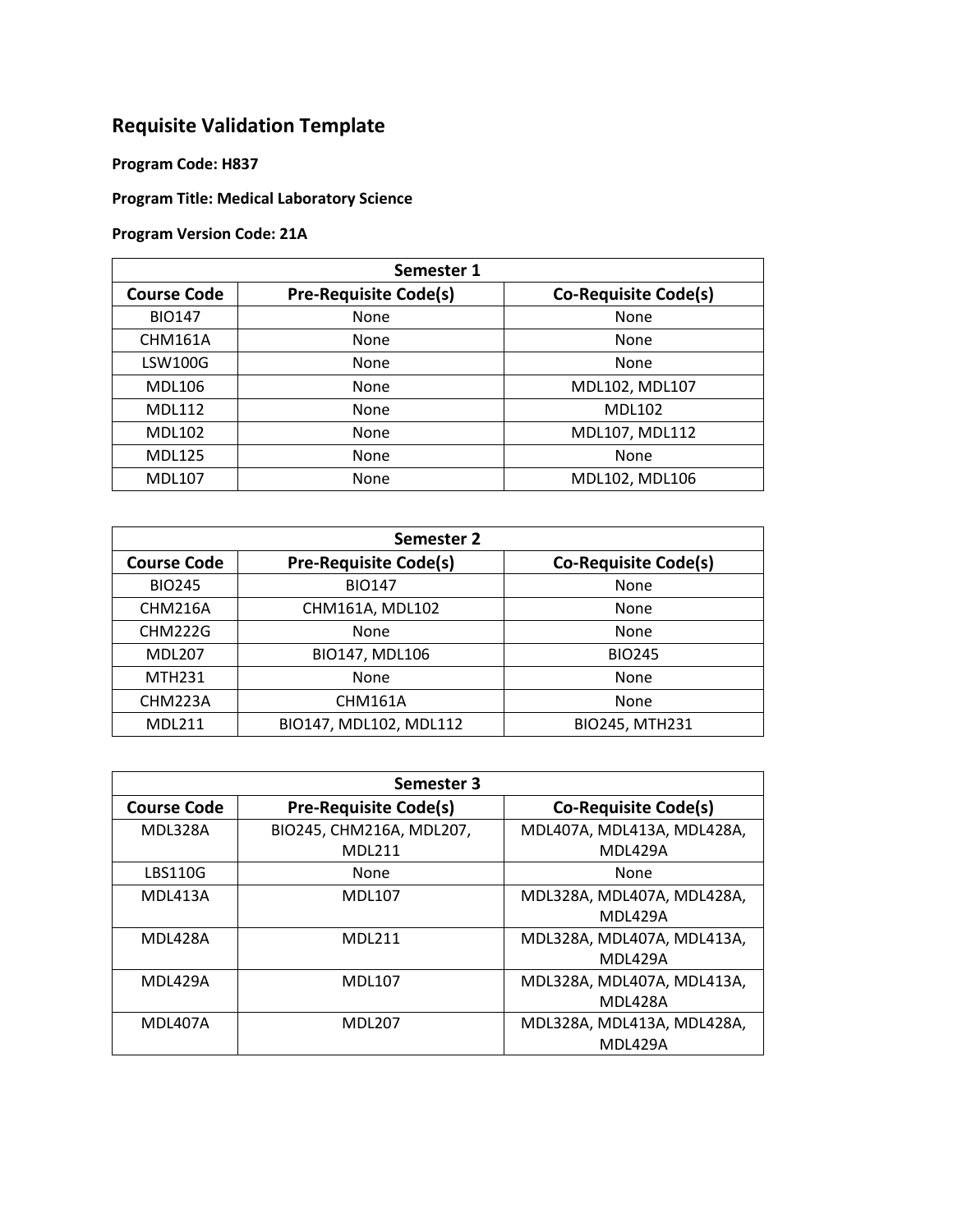## Requisite Validation Template

**Program Code: H837**

**Program Title: Medical Laboratory Science**

**Program Version Code: 21A**

| Semester 1 | | |
|---|---|---|
| **Course Code** | **Pre-Requisite Code(s)** | **Co-Requisite Code(s)** |
| BIO147 | None | None |
| CHM161A | None | None |
| LSW100G | None | None |
| MDL106 | None | MDL102, MDL107 |
| MDL112 | None | MDL102 |
| MDL102 | None | MDL107, MDL112 |
| MDL125 | None | None |
| MDL107 | None | MDL102, MDL106 |

| Semester 2 | | |
|---|---|---|
| **Course Code** | **Pre-Requisite Code(s)** | **Co-Requisite Code(s)** |
| BIO245 | BIO147 | None |
| CHM216A | CHM161A, MDL102 | None |
| CHM222G | None | None |
| MDL207 | BIO147, MDL106 | BIO245 |
| MTH231 | None | None |
| CHM223A | CHM161A | None |
| MDL211 | BIO147, MDL102, MDL112 | BIO245, MTH231 |

| Semester 3 | | |
|---|---|---|
| **Course Code** | **Pre-Requisite Code(s)** | **Co-Requisite Code(s)** |
| MDL328A | BIO245, CHM216A, MDL207, MDL211 | MDL407A, MDL413A, MDL428A, MDL429A |
| LBS110G | None | None |
| MDL413A | MDL107 | MDL328A, MDL407A, MDL428A, MDL429A |
| MDL428A | MDL211 | MDL328A, MDL407A, MDL413A, MDL429A |
| MDL429A | MDL107 | MDL328A, MDL407A, MDL413A, MDL428A |
| MDL407A | MDL207 | MDL328A, MDL413A, MDL428A, MDL429A |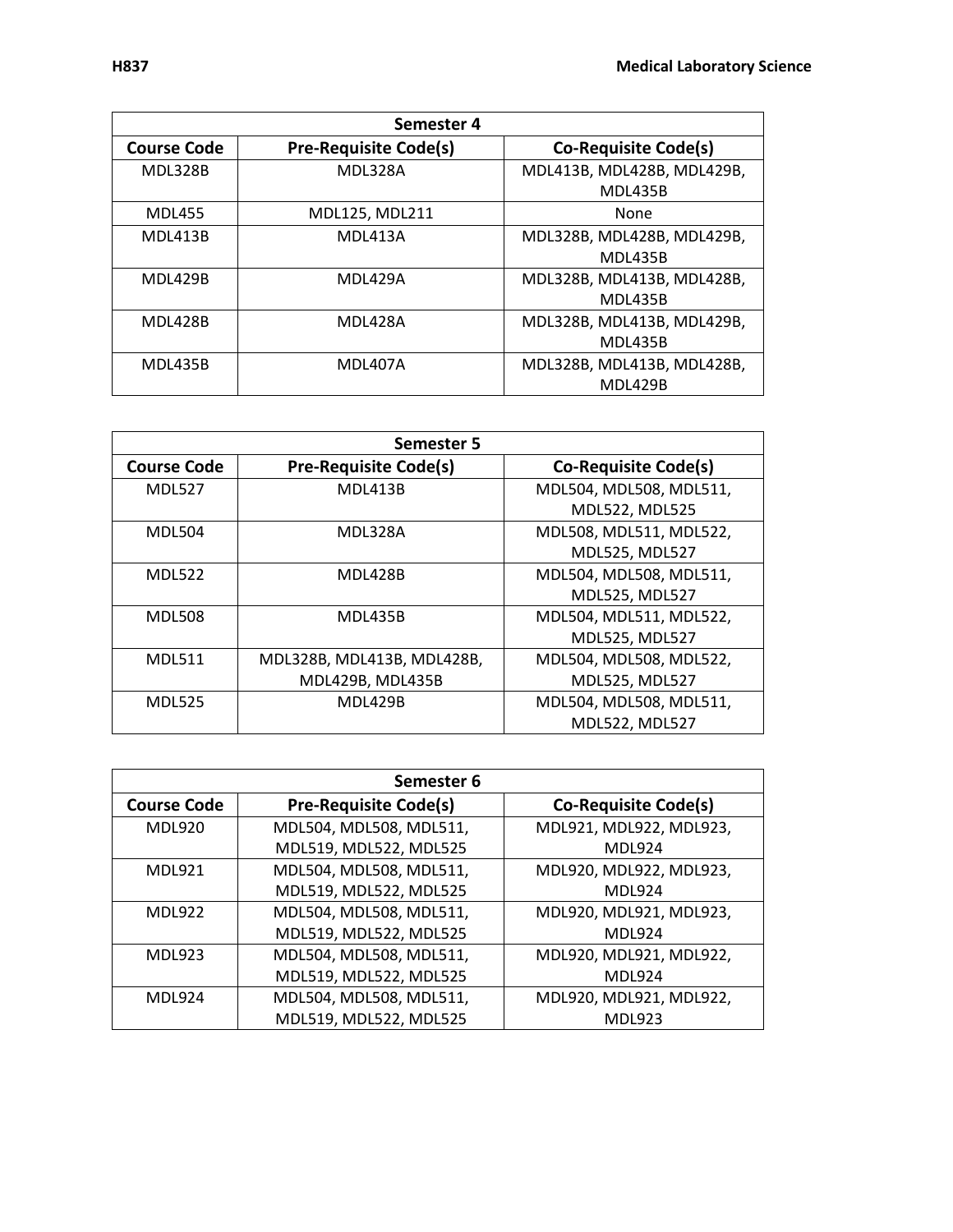| Semester 4 | | |
|---|---|---|
| **Course Code** | **Pre-Requisite Code(s)** | **Co-Requisite Code(s)** |
| MDL328B | MDL328A | MDL413B, MDL428B, MDL429B, MDL435B |
| MDL455 | MDL125, MDL211 | None |
| MDL413B | MDL413A | MDL328B, MDL428B, MDL429B, MDL435B |
| MDL429B | MDL429A | MDL328B, MDL413B, MDL428B, MDL435B |
| MDL428B | MDL428A | MDL328B, MDL413B, MDL429B, MDL435B |
| MDL435B | MDL407A | MDL328B, MDL413B, MDL428B, MDL429B |

| Semester 5 | | |
|---|---|---|
| **Course Code** | **Pre-Requisite Code(s)** | **Co-Requisite Code(s)** |
| MDL527 | MDL413B | MDL504, MDL508, MDL511, MDL522, MDL525 |
| MDL504 | MDL328A | MDL508, MDL511, MDL522, MDL525, MDL527 |
| MDL522 | MDL428B | MDL504, MDL508, MDL511, MDL525, MDL527 |
| MDL508 | MDL435B | MDL504, MDL511, MDL522, MDL525, MDL527 |
| MDL511 | MDL328B, MDL413B, MDL428B, MDL429B, MDL435B | MDL504, MDL508, MDL522, MDL525, MDL527 |
| MDL525 | MDL429B | MDL504, MDL508, MDL511, MDL522, MDL527 |

| Semester 6 | | |
|---|---|---|
| **Course Code** | **Pre-Requisite Code(s)** | **Co-Requisite Code(s)** |
| MDL920 | MDL504, MDL508, MDL511, MDL519, MDL522, MDL525 | MDL921, MDL922, MDL923, MDL924 |
| MDL921 | MDL504, MDL508, MDL511, MDL519, MDL522, MDL525 | MDL920, MDL922, MDL923, MDL924 |
| MDL922 | MDL504, MDL508, MDL511, MDL519, MDL522, MDL525 | MDL920, MDL921, MDL923, MDL924 |
| MDL923 | MDL504, MDL508, MDL511, MDL519, MDL522, MDL525 | MDL920, MDL921, MDL922, MDL924 |
| MDL924 | MDL504, MDL508, MDL511, MDL519, MDL522, MDL525 | MDL920, MDL921, MDL922, MDL923 |